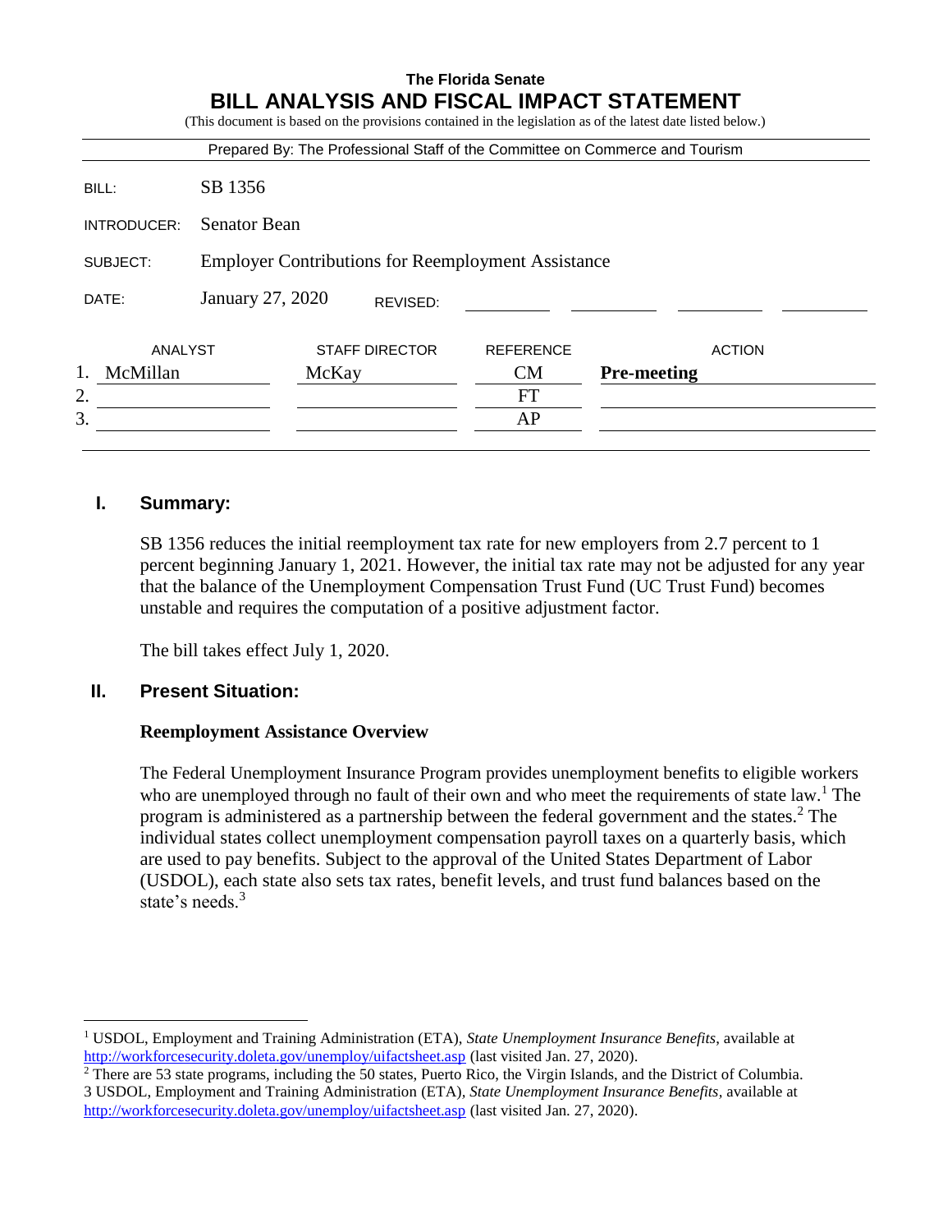**The Florida Senate**

# BILL ANALYSIS AND FISCAL IMPACT STATEMENT

(This document is based on the provisions contained in the legislation as of the latest date listed below.)

Prepared By: The Professional Staff of the Committee on Commerce and Tourism

| | |
|---|---|
| BILL: | SB 1356 |
| INTRODUCER: | Senator Bean |
| SUBJECT: | Employer Contributions for Reemployment Assistance |
| DATE: | January 27, 2020 REVISED: |

| | ANALYST | STAFF DIRECTOR | REFERENCE | ACTION |
|---|---|---|---|---|
| 1. | McMillan | McKay | CM | **Pre-meeting** |
| 2. | | | FT | |
| 3. | | | AP | |

## I. Summary:

SB 1356 reduces the initial reemployment tax rate for new employers from 2.7 percent to 1 percent beginning January 1, 2021. However, the initial tax rate may not be adjusted for any year that the balance of the Unemployment Compensation Trust Fund (UC Trust Fund) becomes unstable and requires the computation of a positive adjustment factor.

The bill takes effect July 1, 2020.

## II. Present Situation:

### Reemployment Assistance Overview

The Federal Unemployment Insurance Program provides unemployment benefits to eligible workers who are unemployed through no fault of their own and who meet the requirements of state law.[1] The program is administered as a partnership between the federal government and the states.[2] The individual states collect unemployment compensation payroll taxes on a quarterly basis, which are used to pay benefits. Subject to the approval of the United States Department of Labor (USDOL), each state also sets tax rates, benefit levels, and trust fund balances based on the state's needs.[3]

---

[1] USDOL, Employment and Training Administration (ETA), *State Unemployment Insurance Benefits*, available at http://workforcesecurity.doleta.gov/unemploy/uifactsheet.asp (last visited Jan. 27, 2020).

[2] There are 53 state programs, including the 50 states, Puerto Rico, the Virgin Islands, and the District of Columbia.

[3] USDOL, Employment and Training Administration (ETA), *State Unemployment Insurance Benefits*, available at http://workforcesecurity.doleta.gov/unemploy/uifactsheet.asp (last visited Jan. 27, 2020).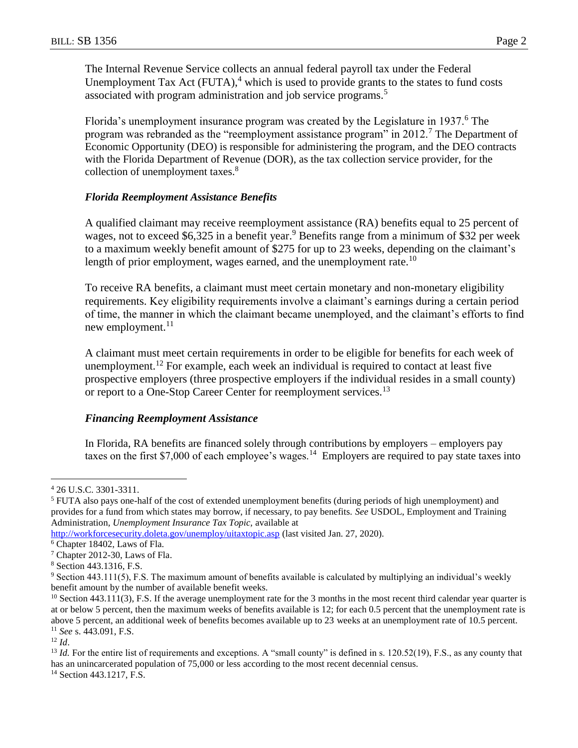The Internal Revenue Service collects an annual federal payroll tax under the Federal Unemployment Tax Act (FUTA),[4] which is used to provide grants to the states to fund costs associated with program administration and job service programs.[5]

Florida's unemployment insurance program was created by the Legislature in 1937.[6] The program was rebranded as the "reemployment assistance program" in 2012.[7] The Department of Economic Opportunity (DEO) is responsible for administering the program, and the DEO contracts with the Florida Department of Revenue (DOR), as the tax collection service provider, for the collection of unemployment taxes.[8]

### *Florida Reemployment Assistance Benefits*

A qualified claimant may receive reemployment assistance (RA) benefits equal to 25 percent of wages, not to exceed $6,325 in a benefit year.[9] Benefits range from a minimum of $32 per week to a maximum weekly benefit amount of $275 for up to 23 weeks, depending on the claimant's length of prior employment, wages earned, and the unemployment rate.[10]

To receive RA benefits, a claimant must meet certain monetary and non-monetary eligibility requirements. Key eligibility requirements involve a claimant's earnings during a certain period of time, the manner in which the claimant became unemployed, and the claimant's efforts to find new employment.[11]

A claimant must meet certain requirements in order to be eligible for benefits for each week of unemployment.[12] For example, each week an individual is required to contact at least five prospective employers (three prospective employers if the individual resides in a small county) or report to a One-Stop Career Center for reemployment services.[13]

### *Financing Reemployment Assistance*

In Florida, RA benefits are financed solely through contributions by employers – employers pay taxes on the first $7,000 of each employee's wages.[14] Employers are required to pay state taxes into

---

[4] 26 U.S.C. 3301-3311.

[5] FUTA also pays one-half of the cost of extended unemployment benefits (during periods of high unemployment) and provides for a fund from which states may borrow, if necessary, to pay benefits. *See* USDOL, Employment and Training Administration, *Unemployment Insurance Tax Topic,* available at http://workforcesecurity.doleta.gov/unemploy/uitaxtopic.asp (last visited Jan. 27, 2020).

[6] Chapter 18402, Laws of Fla.

[7] Chapter 2012-30, Laws of Fla.

[8] Section 443.1316, F.S.

[9] Section 443.111(5), F.S. The maximum amount of benefits available is calculated by multiplying an individual's weekly benefit amount by the number of available benefit weeks.

[10] Section 443.111(3), F.S. If the average unemployment rate for the 3 months in the most recent third calendar year quarter is at or below 5 percent, then the maximum weeks of benefits available is 12; for each 0.5 percent that the unemployment rate is above 5 percent, an additional week of benefits becomes available up to 23 weeks at an unemployment rate of 10.5 percent.

[11] *See* s. 443.091, F.S.

[12] *Id*.

[13] *Id.* For the entire list of requirements and exceptions. A "small county" is defined in s. 120.52(19), F.S., as any county that has an unincarcerated population of 75,000 or less according to the most recent decennial census.

[14] Section 443.1217, F.S.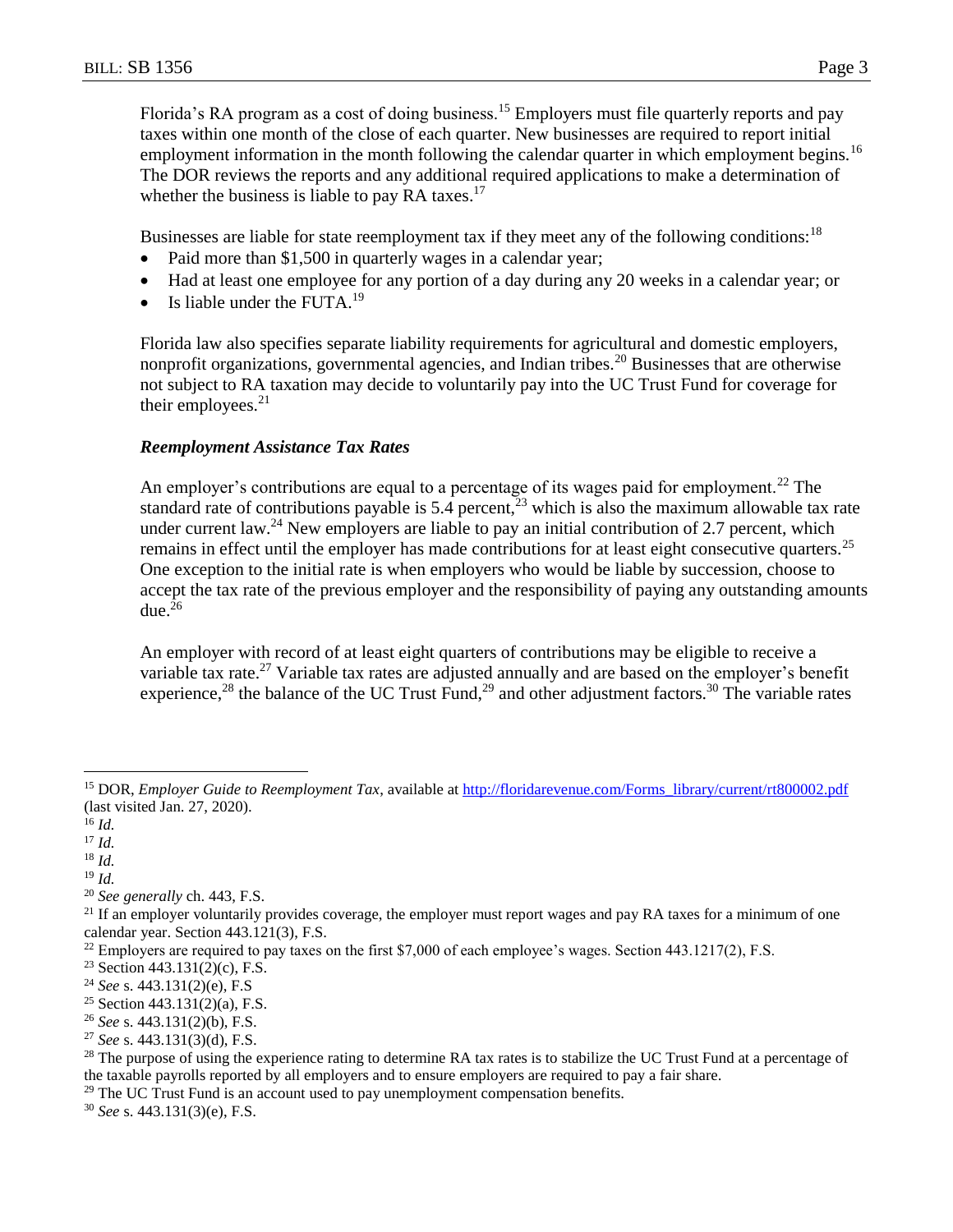Florida's RA program as a cost of doing business.[15] Employers must file quarterly reports and pay taxes within one month of the close of each quarter. New businesses are required to report initial employment information in the month following the calendar quarter in which employment begins.[16] The DOR reviews the reports and any additional required applications to make a determination of whether the business is liable to pay RA taxes.[17]

Businesses are liable for state reemployment tax if they meet any of the following conditions:[18]

- Paid more than $1,500 in quarterly wages in a calendar year;
- Had at least one employee for any portion of a day during any 20 weeks in a calendar year; or
- Is liable under the FUTA.[19]

Florida law also specifies separate liability requirements for agricultural and domestic employers, nonprofit organizations, governmental agencies, and Indian tribes.[20] Businesses that are otherwise not subject to RA taxation may decide to voluntarily pay into the UC Trust Fund for coverage for their employees.[21]

### *Reemployment Assistance Tax Rates*

An employer's contributions are equal to a percentage of its wages paid for employment.[22] The standard rate of contributions payable is 5.4 percent,[23] which is also the maximum allowable tax rate under current law.[24] New employers are liable to pay an initial contribution of 2.7 percent, which remains in effect until the employer has made contributions for at least eight consecutive quarters.[25] One exception to the initial rate is when employers who would be liable by succession, choose to accept the tax rate of the previous employer and the responsibility of paying any outstanding amounts due.[26]

An employer with record of at least eight quarters of contributions may be eligible to receive a variable tax rate.[27] Variable tax rates are adjusted annually and are based on the employer's benefit experience,[28] the balance of the UC Trust Fund,[29] and other adjustment factors.[30] The variable rates

---

[15] DOR, *Employer Guide to Reemployment Tax*, available at http://floridarevenue.com/Forms_library/current/rt800002.pdf (last visited Jan. 27, 2020).

[16] *Id.*

[17] *Id.*

[18] *Id.*

[19] *Id.*

[20] *See generally* ch. 443, F.S.

[21] If an employer voluntarily provides coverage, the employer must report wages and pay RA taxes for a minimum of one calendar year. Section 443.121(3), F.S.

[22] Employers are required to pay taxes on the first $7,000 of each employee's wages. Section 443.1217(2), F.S.

[23] Section 443.131(2)(c), F.S.

[24] *See* s. 443.131(2)(e), F.S

[25] Section 443.131(2)(a), F.S.

[26] *See* s. 443.131(2)(b), F.S.

[27] *See* s. 443.131(3)(d), F.S.

[28] The purpose of using the experience rating to determine RA tax rates is to stabilize the UC Trust Fund at a percentage of the taxable payrolls reported by all employers and to ensure employers are required to pay a fair share.

[29] The UC Trust Fund is an account used to pay unemployment compensation benefits.

[30] *See* s. 443.131(3)(e), F.S.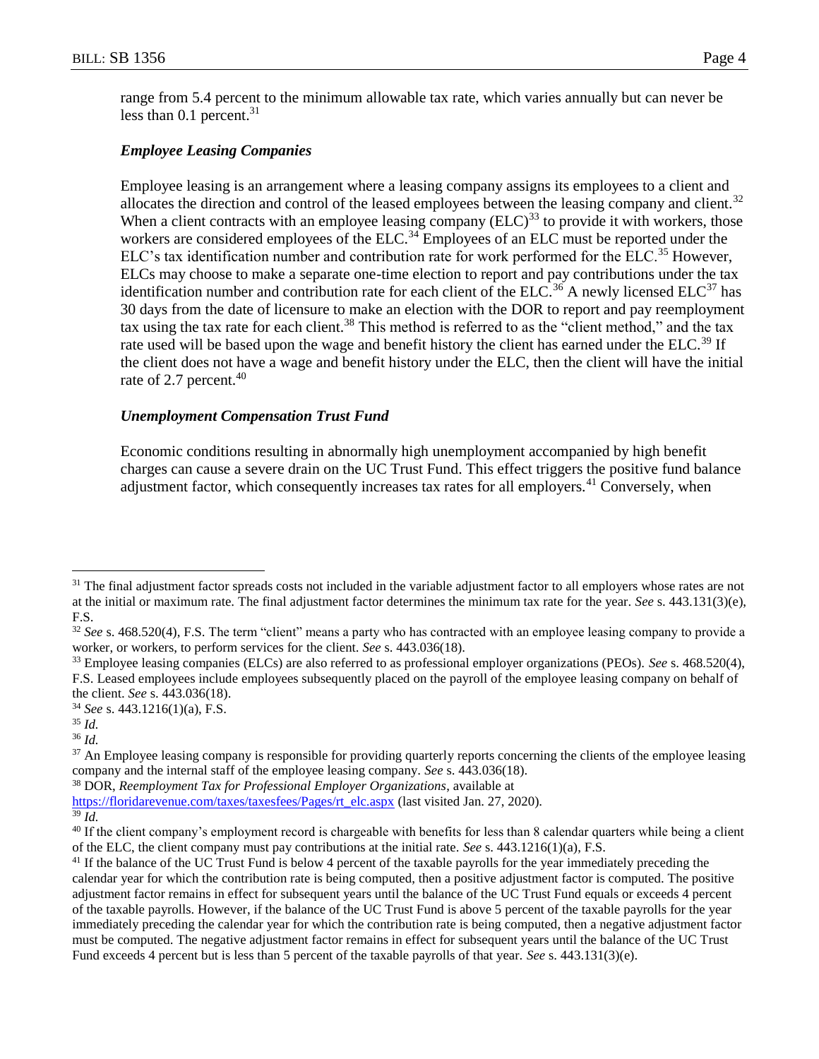range from 5.4 percent to the minimum allowable tax rate, which varies annually but can never be less than 0.1 percent.[31]

### *Employee Leasing Companies*

Employee leasing is an arrangement where a leasing company assigns its employees to a client and allocates the direction and control of the leased employees between the leasing company and client.[32] When a client contracts with an employee leasing company (ELC)[33] to provide it with workers, those workers are considered employees of the ELC.[34] Employees of an ELC must be reported under the ELC's tax identification number and contribution rate for work performed for the ELC.[35] However, ELCs may choose to make a separate one-time election to report and pay contributions under the tax identification number and contribution rate for each client of the ELC.[36] A newly licensed ELC[37] has 30 days from the date of licensure to make an election with the DOR to report and pay reemployment tax using the tax rate for each client.[38] This method is referred to as the "client method," and the tax rate used will be based upon the wage and benefit history the client has earned under the ELC.[39] If the client does not have a wage and benefit history under the ELC, then the client will have the initial rate of 2.7 percent.[40]

### *Unemployment Compensation Trust Fund*

Economic conditions resulting in abnormally high unemployment accompanied by high benefit charges can cause a severe drain on the UC Trust Fund. This effect triggers the positive fund balance adjustment factor, which consequently increases tax rates for all employers.[41] Conversely, when

---

[31] The final adjustment factor spreads costs not included in the variable adjustment factor to all employers whose rates are not at the initial or maximum rate. The final adjustment factor determines the minimum tax rate for the year. *See* s. 443.131(3)(e), F.S.

[32] *See* s. 468.520(4), F.S. The term "client" means a party who has contracted with an employee leasing company to provide a worker, or workers, to perform services for the client. *See* s. 443.036(18).

[33] Employee leasing companies (ELCs) are also referred to as professional employer organizations (PEOs). *See* s. 468.520(4), F.S. Leased employees include employees subsequently placed on the payroll of the employee leasing company on behalf of the client. *See* s. 443.036(18).

[34] *See* s. 443.1216(1)(a), F.S.

[35] *Id.*

[36] *Id.*

[37] An Employee leasing company is responsible for providing quarterly reports concerning the clients of the employee leasing company and the internal staff of the employee leasing company. *See* s. 443.036(18).

[38] DOR, *Reemployment Tax for Professional Employer Organizations*, available at https://floridarevenue.com/taxes/taxesfees/Pages/rt_elc.aspx (last visited Jan. 27, 2020).

[39] *Id.*

[40] If the client company's employment record is chargeable with benefits for less than 8 calendar quarters while being a client of the ELC, the client company must pay contributions at the initial rate. *See* s. 443.1216(1)(a), F.S.

[41] If the balance of the UC Trust Fund is below 4 percent of the taxable payrolls for the year immediately preceding the calendar year for which the contribution rate is being computed, then a positive adjustment factor is computed. The positive adjustment factor remains in effect for subsequent years until the balance of the UC Trust Fund equals or exceeds 4 percent of the taxable payrolls. However, if the balance of the UC Trust Fund is above 5 percent of the taxable payrolls for the year immediately preceding the calendar year for which the contribution rate is being computed, then a negative adjustment factor must be computed. The negative adjustment factor remains in effect for subsequent years until the balance of the UC Trust Fund exceeds 4 percent but is less than 5 percent of the taxable payrolls of that year. *See* s. 443.131(3)(e).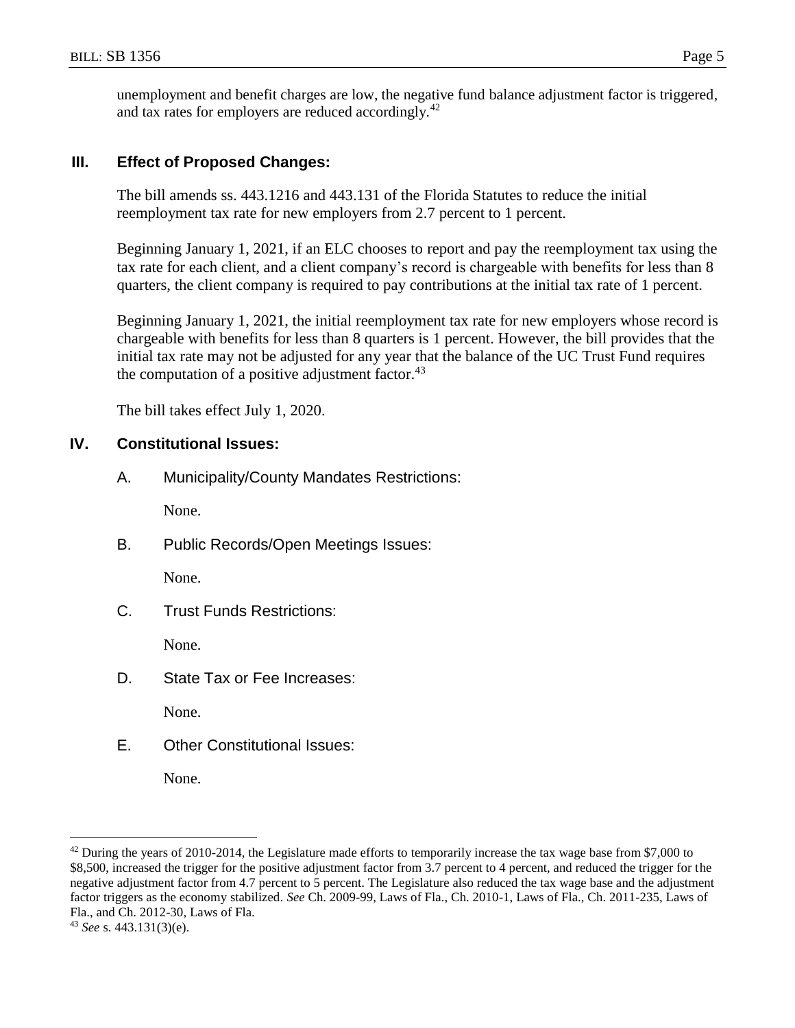unemployment and benefit charges are low, the negative fund balance adjustment factor is triggered, and tax rates for employers are reduced accordingly.[42]

## III. Effect of Proposed Changes:

The bill amends ss. 443.1216 and 443.131 of the Florida Statutes to reduce the initial reemployment tax rate for new employers from 2.7 percent to 1 percent.

Beginning January 1, 2021, if an ELC chooses to report and pay the reemployment tax using the tax rate for each client, and a client company's record is chargeable with benefits for less than 8 quarters, the client company is required to pay contributions at the initial tax rate of 1 percent.

Beginning January 1, 2021, the initial reemployment tax rate for new employers whose record is chargeable with benefits for less than 8 quarters is 1 percent. However, the bill provides that the initial tax rate may not be adjusted for any year that the balance of the UC Trust Fund requires the computation of a positive adjustment factor.[43]

The bill takes effect July 1, 2020.

## IV. Constitutional Issues:

### A. Municipality/County Mandates Restrictions:

None.

### B. Public Records/Open Meetings Issues:

None.

### C. Trust Funds Restrictions:

None.

### D. State Tax or Fee Increases:

None.

### E. Other Constitutional Issues:

None.

---

[42] During the years of 2010-2014, the Legislature made efforts to temporarily increase the tax wage base from $7,000 to $8,500, increased the trigger for the positive adjustment factor from 3.7 percent to 4 percent, and reduced the trigger for the negative adjustment factor from 4.7 percent to 5 percent. The Legislature also reduced the tax wage base and the adjustment factor triggers as the economy stabilized. *See* Ch. 2009-99, Laws of Fla., Ch. 2010-1, Laws of Fla., Ch. 2011-235, Laws of Fla., and Ch. 2012-30, Laws of Fla.

[43] *See* s. 443.131(3)(e).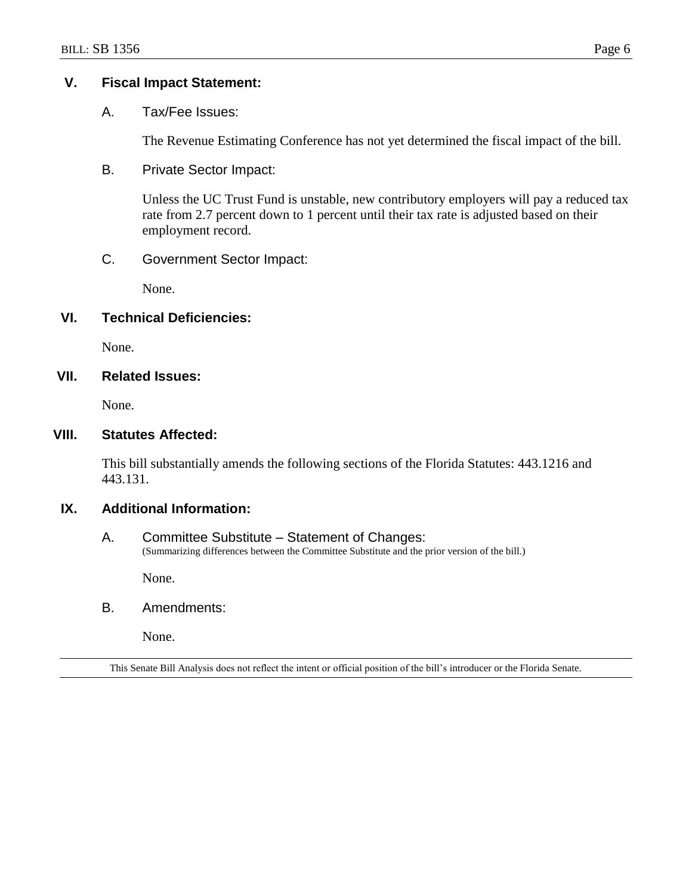## V. Fiscal Impact Statement:

### A. Tax/Fee Issues:

The Revenue Estimating Conference has not yet determined the fiscal impact of the bill.

### B. Private Sector Impact:

Unless the UC Trust Fund is unstable, new contributory employers will pay a reduced tax rate from 2.7 percent down to 1 percent until their tax rate is adjusted based on their employment record.

### C. Government Sector Impact:

None.

## VI. Technical Deficiencies:

None.

## VII. Related Issues:

None.

## VIII. Statutes Affected:

This bill substantially amends the following sections of the Florida Statutes: 443.1216 and 443.131.

## IX. Additional Information:

### A. Committee Substitute – Statement of Changes:

(Summarizing differences between the Committee Substitute and the prior version of the bill.)

None.

### B. Amendments:

None.

This Senate Bill Analysis does not reflect the intent or official position of the bill's introducer or the Florida Senate.